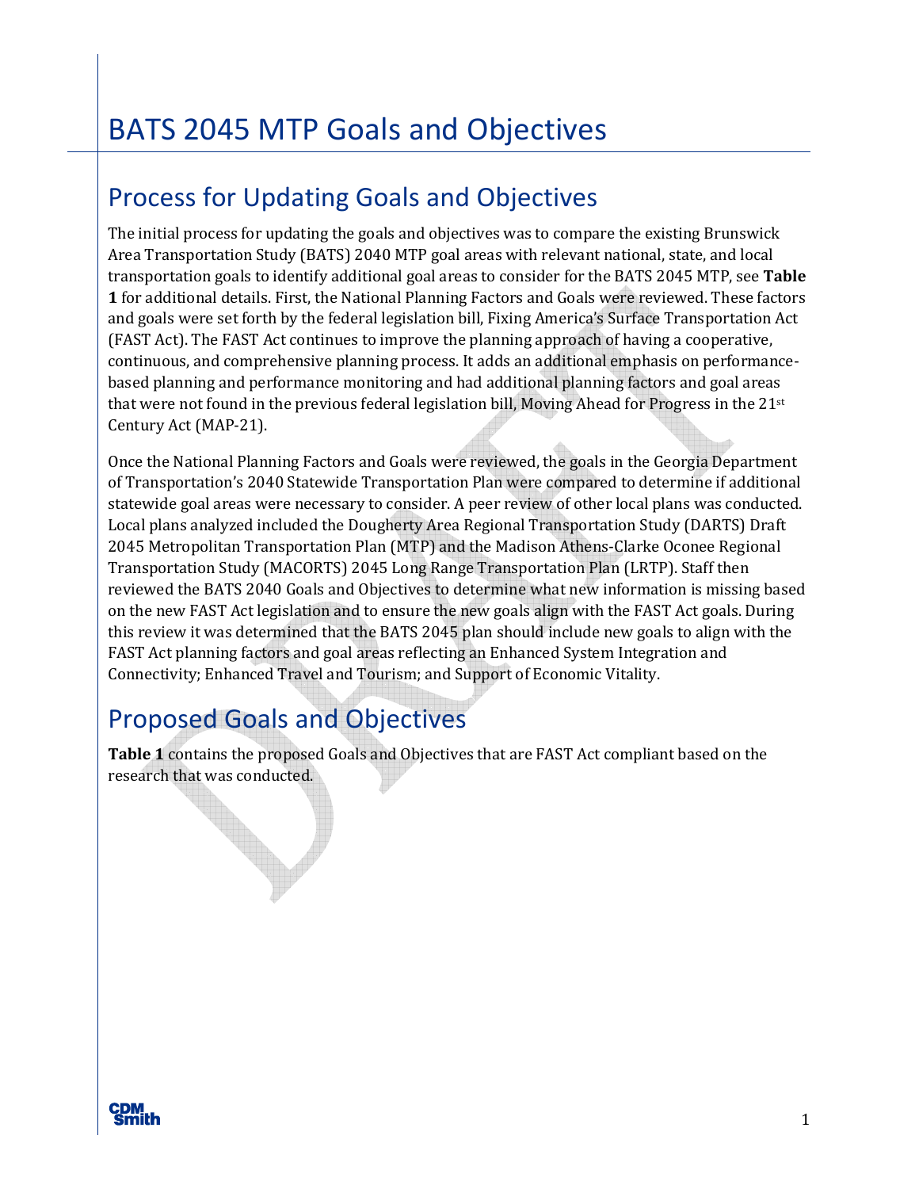# BATS 2045 MTP Goals and Objectives

## Process for Updating Goals and Objectives

The initial process for updating the goals and objectives was to compare the existing Brunswick Area Transportation Study (BATS) 2040 MTP goal areas with relevant national, state, and local transportation goals to identify additional goal areas to consider for the BATS 2045 MTP, see **Table 1** for additional details. First, the National Planning Factors and Goals were reviewed. These factors and goals were set forth by the federal legislation bill, Fixing America's Surface Transportation Act (FAST Act). The FAST Act continues to improve the planning approach of having a cooperative, continuous, and comprehensive planning process. It adds an additional emphasis on performance-based planning and performance monitoring and had additional planning factors and goal areas that were not found in the previous federal legislation bill, Moving Ahead for Progress in the 21st Century Act (MAP-21).

Once the National Planning Factors and Goals were reviewed, the goals in the Georgia Department of Transportation's 2040 Statewide Transportation Plan were compared to determine if additional statewide goal areas were necessary to consider. A peer review of other local plans was conducted. Local plans analyzed included the Dougherty Area Regional Transportation Study (DARTS) Draft 2045 Metropolitan Transportation Plan (MTP) and the Madison Athens-Clarke Oconee Regional Transportation Study (MACORTS) 2045 Long Range Transportation Plan (LRTP). Staff then reviewed the BATS 2040 Goals and Objectives to determine what new information is missing based on the new FAST Act legislation and to ensure the new goals align with the FAST Act goals. During this review it was determined that the BATS 2045 plan should include new goals to align with the FAST Act planning factors and goal areas reflecting an Enhanced System Integration and Connectivity; Enhanced Travel and Tourism; and Support of Economic Vitality.

## Proposed Goals and Objectives

**Table 1** contains the proposed Goals and Objectives that are FAST Act compliant based on the research that was conducted.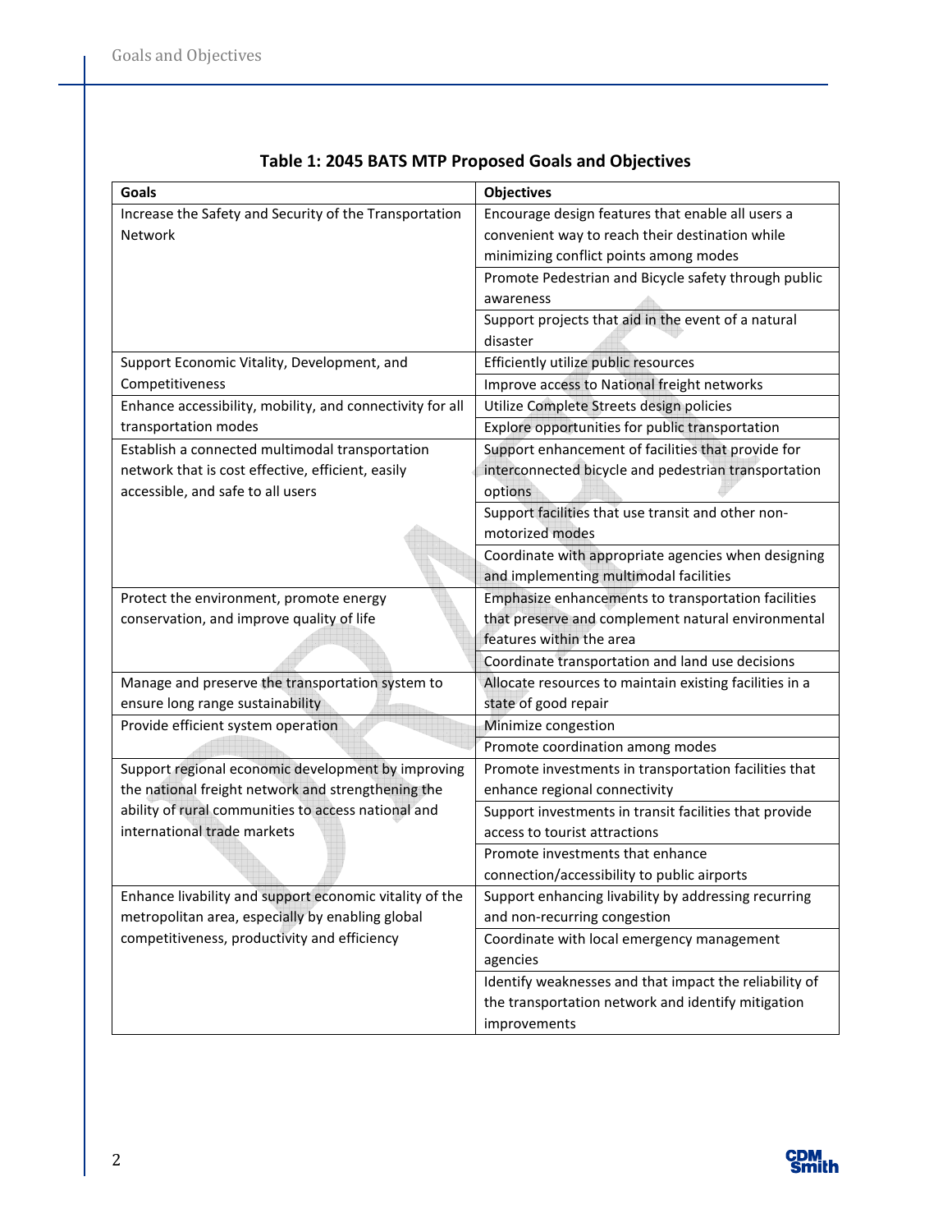**Table 1: 2045 BATS MTP Proposed Goals and Objectives**

| Goals | Objectives |
|---|---|
| Increase the Safety and Security of the Transportation Network | Encourage design features that enable all users a convenient way to reach their destination while minimizing conflict points among modes |
| | Promote Pedestrian and Bicycle safety through public awareness |
| | Support projects that aid in the event of a natural disaster |
| Support Economic Vitality, Development, and Competitiveness | Efficiently utilize public resources |
| | Improve access to National freight networks |
| Enhance accessibility, mobility, and connectivity for all transportation modes | Utilize Complete Streets design policies |
| | Explore opportunities for public transportation |
| Establish a connected multimodal transportation network that is cost effective, efficient, easily accessible, and safe to all users | Support enhancement of facilities that provide for interconnected bicycle and pedestrian transportation options |
| | Support facilities that use transit and other non-motorized modes |
| | Coordinate with appropriate agencies when designing and implementing multimodal facilities |
| Protect the environment, promote energy conservation, and improve quality of life | Emphasize enhancements to transportation facilities that preserve and complement natural environmental features within the area |
| | Coordinate transportation and land use decisions |
| Manage and preserve the transportation system to ensure long range sustainability | Allocate resources to maintain existing facilities in a state of good repair |
| Provide efficient system operation | Minimize congestion |
| | Promote coordination among modes |
| Support regional economic development by improving the national freight network and strengthening the ability of rural communities to access national and international trade markets | Promote investments in transportation facilities that enhance regional connectivity |
| | Support investments in transit facilities that provide access to tourist attractions |
| | Promote investments that enhance connection/accessibility to public airports |
| Enhance livability and support economic vitality of the metropolitan area, especially by enabling global competitiveness, productivity and efficiency | Support enhancing livability by addressing recurring and non-recurring congestion |
| | Coordinate with local emergency management agencies |
| | Identify weaknesses and that impact the reliability of the transportation network and identify mitigation improvements |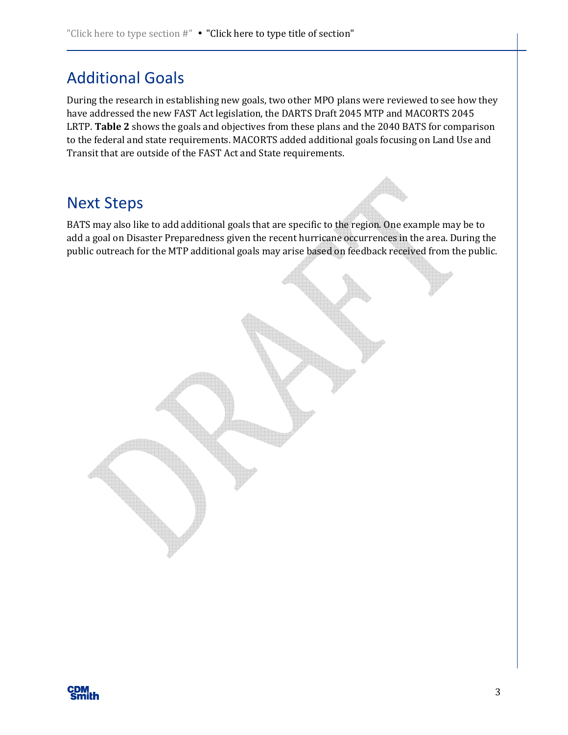## Additional Goals

During the research in establishing new goals, two other MPO plans were reviewed to see how they have addressed the new FAST Act legislation, the DARTS Draft 2045 MTP and MACORTS 2045 LRTP. **Table 2** shows the goals and objectives from these plans and the 2040 BATS for comparison to the federal and state requirements. MACORTS added additional goals focusing on Land Use and Transit that are outside of the FAST Act and State requirements.

## Next Steps

BATS may also like to add additional goals that are specific to the region. One example may be to add a goal on Disaster Preparedness given the recent hurricane occurrences in the area. During the public outreach for the MTP additional goals may arise based on feedback received from the public.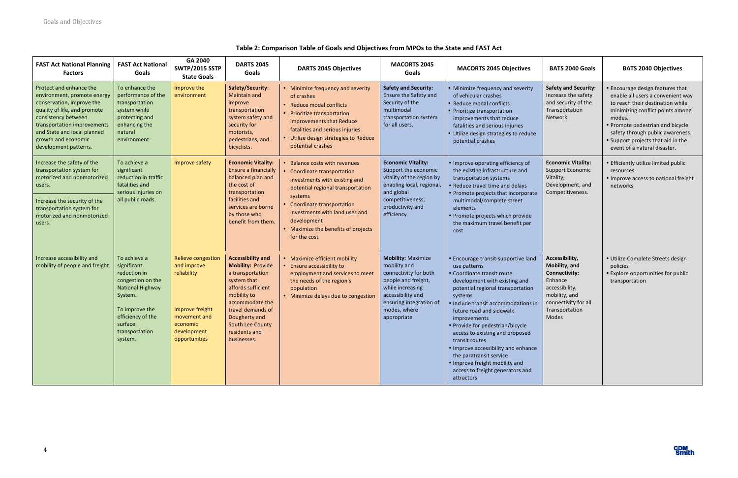**Table 2: Comparison Table of Goals and Objectives from MPOs to the State and FAST Act**

| FAST Act National Planning Factors | FAST Act National Goals | GA 2040 SWTP/2015 SSTP State Goals | DARTS 2045 Goals | DARTS 2045 Objectives | MACORTS 2045 Goals | MACORTS 2045 Objectives | BATS 2040 Goals | BATS 2040 Objectives |
|---|---|---|---|---|---|---|---|---|
| Protect and enhance the environment, promote energy conservation, improve the quality of life, and promote consistency between transportation improvements and State and local planned growth and economic development patterns. | To enhance the performance of the transportation system while protecting and enhancing the natural environment. | Improve the environment | **Safety/Security**: Maintain and improve transportation system safety and security for motorists, pedestrians, and bicyclists. | • Minimize frequency and severity of crashes<br>• Reduce modal conflicts<br>• Prioritize transportation improvements that Reduce fatalities and serious injuries<br>• Utilize design strategies to Reduce potential crashes | **Safety and Security:** Ensure the Safety and Security of the multimodal transportation system for all users. | • Minimize frequency and severity of vehicular crashes<br>• Reduce modal conflicts<br>• Prioritize transportation improvements that reduce fatalities and serious injuries<br>• Utilize design strategies to reduce potential crashes | **Safety and Security:** Increase the safety and security of the Transportation Network | • Encourage design features that enable all users a convenient way to reach their destination while minimizing conflict points among modes.<br>• Promote pedestrian and bicycle safety through public awareness.<br>• Support projects that aid in the event of a natural disaster. |
| Increase the safety of the transportation system for motorized and nonmotorized users.<br><br>Increase the security of the transportation system for motorized and nonmotorized users. | To achieve a significant reduction in traffic fatalities and serious injuries on all public roads. | Improve safety | **Economic Vitality:** Ensure a financially balanced plan and the cost of transportation facilities and services are borne by those who benefit from them. | • Balance costs with revenues<br>• Coordinate transportation investments with existing and potential regional transportation systems<br>• Coordinate transportation investments with land uses and development<br>• Maximize the benefits of projects for the cost | **Economic Vitality:** Support the economic vitality of the region by enabling local, regional, and global competitiveness, productivity and efficiency | • Improve operating efficiency of the existing infrastructure and transportation systems<br>• Reduce travel time and delays<br>• Promote projects that incorporate multimodal/complete street elements<br>• Promote projects which provide the maximum travel benefit per cost | **Economic Vitality:** Support Economic Vitality, Development, and Competitiveness. | • Efficiently utilize limited public resources.<br>• Improve access to national freight networks |
| Increase accessibility and mobility of people and freight | To achieve a significant reduction in congestion on the National Highway System.<br><br>To improve the efficiency of the surface transportation system. | Relieve congestion and improve reliability<br><br>Improve freight movement and economic development opportunities | **Accessibility and Mobility:** Provide a transportation system that affords sufficient mobility to accommodate the travel demands of Dougherty and South Lee County residents and businesses. | • Maximize efficient mobility<br>• Ensure accessibility to employment and services to meet the needs of the region's population<br>• Minimize delays due to congestion | **Mobility:** Maximize mobility and connectivity for both people and freight, while increasing accessibility and ensuring integration of modes, where appropriate. | • Encourage transit-supportive land use patterns<br>• Coordinate transit route development with existing and potential regional transportation systems<br>• Include transit accommodations in future road and sidewalk improvements<br>• Provide for pedestrian/bicycle access to existing and proposed transit routes<br>• Improve accessibility and enhance the paratransit service<br>• Improve freight mobility and access to freight generators and attractors | **Accessibility, Mobility, and Connectivity:** Enhance accessibility, mobility, and connectivity for all Transportation Modes | • Utilize Complete Streets design policies<br>• Explore opportunities for public transportation |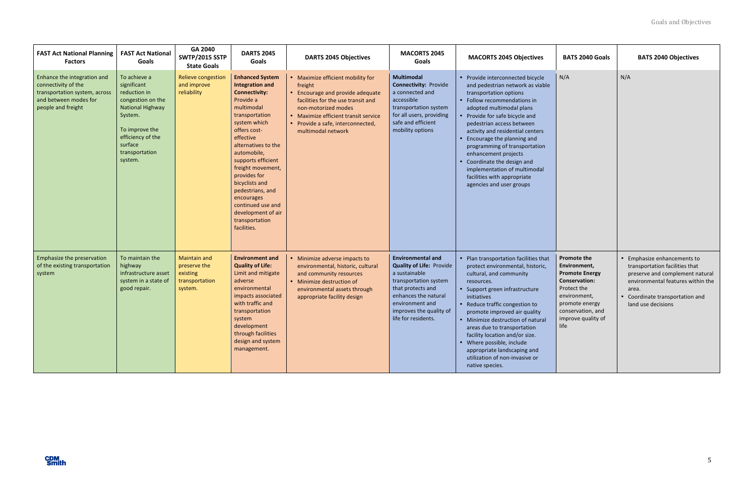| FAST Act National Planning Factors | FAST Act National Goals | GA 2040 SWTP/2015 SSTP State Goals | DARTS 2045 Goals | DARTS 2045 Objectives | MACORTS 2045 Goals | MACORTS 2045 Objectives | BATS 2040 Goals | BATS 2040 Objectives |
|---|---|---|---|---|---|---|---|---|
| Enhance the integration and connectivity of the transportation system, across and between modes for people and freight | To achieve a significant reduction in congestion on the National Highway System.<br><br>To improve the efficiency of the surface transportation system. | Relieve congestion and improve reliability | **Enhanced System Integration and Connectivity:** Provide a multimodal transportation system which offers cost-effective alternatives to the automobile, supports efficient freight movement, provides for bicyclists and pedestrians, and encourages continued use and development of air transportation facilities. | • Maximize efficient mobility for freight<br>• Encourage and provide adequate facilities for the use transit and non-motorized modes<br>• Maximize efficient transit service<br>• Provide a safe, interconnected, multimodal network | **Multimodal Connectivity:** Provide a connected and accessible transportation system for all users, providing safe and efficient mobility options | • Provide interconnected bicycle and pedestrian network as viable transportation options<br>• Follow recommendations in adopted multimodal plans<br>• Provide for safe bicycle and pedestrian access between activity and residential centers<br>• Encourage the planning and programming of transportation enhancement projects<br>• Coordinate the design and implementation of multimodal facilities with appropriate agencies and user groups | N/A | N/A |
| Emphasize the preservation of the existing transportation system | To maintain the highway infrastructure asset system in a state of good repair. | Maintain and preserve the existing transportation system. | **Environment and Quality of Life:** Limit and mitigate adverse environmental impacts associated with traffic and transportation system development through facilities design and system management. | • Minimize adverse impacts to environmental, historic, cultural and community resources<br>• Minimize destruction of environmental assets through appropriate facility design | **Environmental and Quality of Life:** Provide a sustainable transportation system that protects and enhances the natural environment and improves the quality of life for residents. | • Plan transportation facilities that protect environmental, historic, cultural, and community resources.<br>• Support green infrastructure initiatives<br>• Reduce traffic congestion to promote improved air quality<br>• Minimize destruction of natural areas due to transportation facility location and/or size.<br>• Where possible, include appropriate landscaping and utilization of non-invasive or native species. | **Promote the Environment, Promote Energy Conservation:** Protect the environment, promote energy conservation, and improve quality of life | • Emphasize enhancements to transportation facilities that preserve and complement natural environmental features within the area.<br>• Coordinate transportation and land use decisions |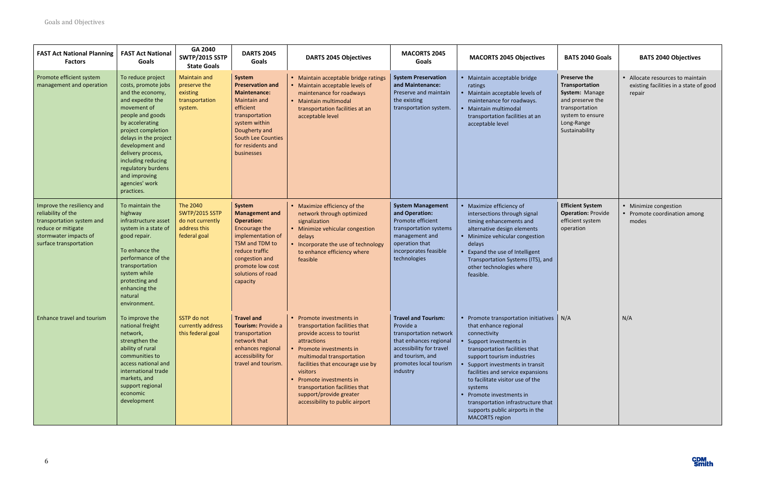| FAST Act National Planning Factors | FAST Act National Goals | GA 2040 SWTP/2015 SSTP State Goals | DARTS 2045 Goals | DARTS 2045 Objectives | MACORTS 2045 Goals | MACORTS 2045 Objectives | BATS 2040 Goals | BATS 2040 Objectives |
|---|---|---|---|---|---|---|---|---|
| Promote efficient system management and operation | To reduce project costs, promote jobs and the economy, and expedite the movement of people and goods by accelerating project completion delays in the project development and delivery process, including reducing regulatory burdens and improving agencies' work practices. | Maintain and preserve the existing transportation system. | **System Preservation and Maintenance:** Maintain and efficient transportation system within Dougherty and South Lee Counties for residents and businesses | • Maintain acceptable bridge ratings<br>• Maintain acceptable levels of maintenance for roadways<br>• Maintain multimodal transportation facilities at an acceptable level | **System Preservation and Maintenance:** Preserve and maintain the existing transportation system. | • Maintain acceptable bridge ratings<br>• Maintain acceptable levels of maintenance for roadways.<br>• Maintain multimodal transportation facilities at an acceptable level | **Preserve the Transportation System:** Manage and preserve the transportation system to ensure Long-Range Sustainability | • Allocate resources to maintain existing facilities in a state of good repair |
| Improve the resiliency and reliability of the transportation system and reduce or mitigate stormwater impacts of surface transportation | To maintain the highway infrastructure asset system in a state of good repair.<br><br>To enhance the performance of the transportation system while protecting and enhancing the natural environment. | The 2040 SWTP/2015 SSTP do not currently address this federal goal | **System Management and Operation:** Encourage the implementation of TSM and TDM to reduce traffic congestion and promote low cost solutions of road capacity | • Maximize efficiency of the network through optimized signalization<br>• Minimize vehicular congestion delays<br>• Incorporate the use of technology to enhance efficiency where feasible | **System Management and Operation:** Promote efficient transportation systems management and operation that incorporates feasible technologies | • Maximize efficiency of intersections through signal timing enhancements and alternative design elements<br>• Minimize vehicular congestion delays<br>• Expand the use of Intelligent Transportation Systems (ITS), and other technologies where feasible. | **Efficient System Operation:** Provide efficient system operation | • Minimize congestion<br>• Promote coordination among modes |
| Enhance travel and tourism | To improve the national freight network, strengthen the ability of rural communities to access national and international trade markets, and support regional economic development | SSTP do not currently address this federal goal | **Travel and Tourism:** Provide a transportation network that enhances regional accessibility for travel and tourism. | • Promote investments in transportation facilities that provide access to tourist attractions<br>• Promote investments in multimodal transportation facilities that encourage use by visitors<br>• Promote investments in transportation facilities that support/provide greater accessibility to public airport | **Travel and Tourism:** Provide a transportation network that enhances regional accessibility for travel and tourism, and promotes local tourism industry | • Promote transportation initiatives that enhance regional connectivity<br>• Support investments in transportation facilities that support tourism industries<br>• Support investments in transit facilities and service expansions to facilitate visitor use of the systems<br>• Promote investments in transportation infrastructure that supports public airports in the MACORTS region | N/A | N/A |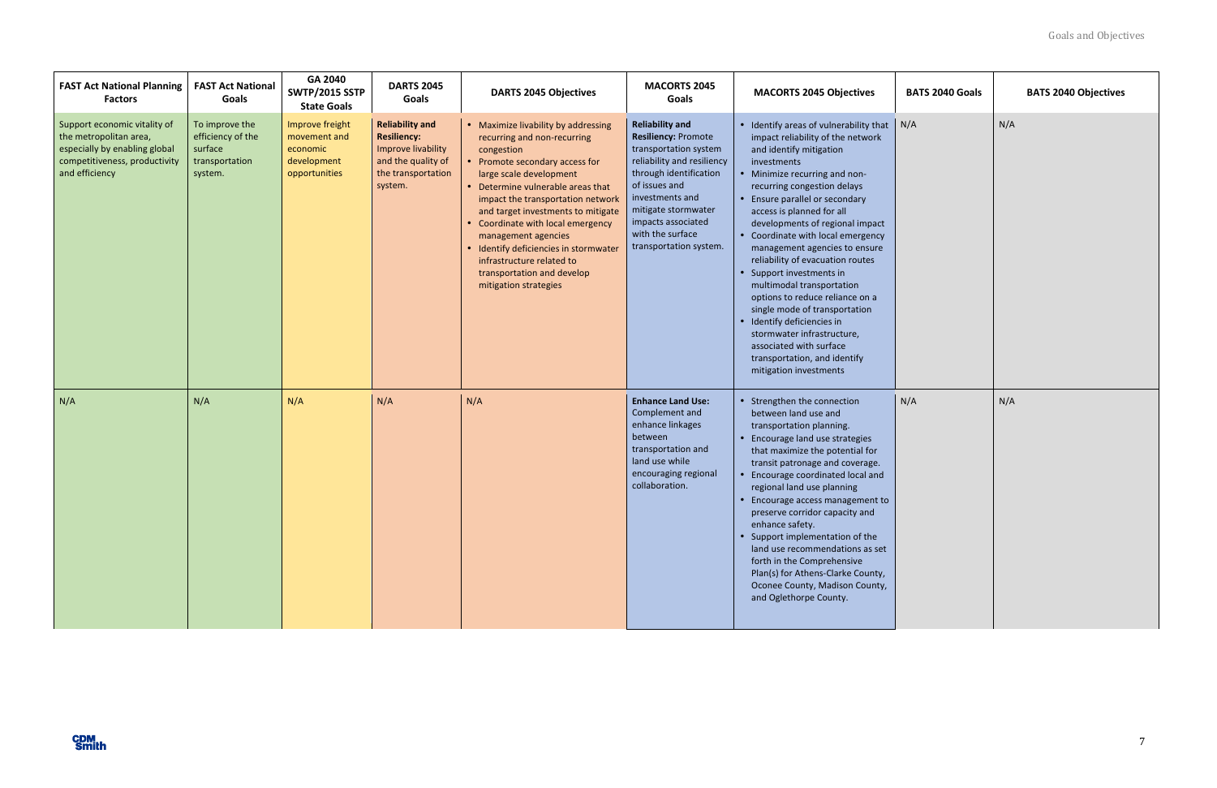| FAST Act National Planning Factors | FAST Act National Goals | GA 2040 SWTP/2015 SSTP State Goals | DARTS 2045 Goals | DARTS 2045 Objectives | MACORTS 2045 Goals | MACORTS 2045 Objectives | BATS 2040 Goals | BATS 2040 Objectives |
|---|---|---|---|---|---|---|---|---|
| Support economic vitality of the metropolitan area, especially by enabling global competitiveness, productivity and efficiency | To improve the efficiency of the surface transportation system. | Improve freight movement and economic development opportunities | **Reliability and Resiliency:** Improve livability and the quality of the transportation system. | • Maximize livability by addressing recurring and non-recurring congestion<br>• Promote secondary access for large scale development<br>• Determine vulnerable areas that impact the transportation network and target investments to mitigate<br>• Coordinate with local emergency management agencies<br>• Identify deficiencies in stormwater infrastructure related to transportation and develop mitigation strategies | **Reliability and Resiliency:** Promote transportation system reliability and resiliency through identification of issues and investments and mitigate stormwater impacts associated with the surface transportation system. | • Identify areas of vulnerability that impact reliability of the network and identify mitigation investments<br>• Minimize recurring and non-recurring congestion delays<br>• Ensure parallel or secondary access is planned for all developments of regional impact<br>• Coordinate with local emergency management agencies to ensure reliability of evacuation routes<br>• Support investments in multimodal transportation options to reduce reliance on a single mode of transportation<br>• Identify deficiencies in stormwater infrastructure, associated with surface transportation, and identify mitigation investments | N/A | N/A |
| N/A | N/A | N/A | N/A | N/A | **Enhance Land Use:** Complement and enhance linkages between transportation and land use while encouraging regional collaboration. | • Strengthen the connection between land use and transportation planning.<br>• Encourage land use strategies that maximize the potential for transit patronage and coverage.<br>• Encourage coordinated local and regional land use planning<br>• Encourage access management to preserve corridor capacity and enhance safety.<br>• Support implementation of the land use recommendations as set forth in the Comprehensive Plan(s) for Athens-Clarke County, Oconee County, Madison County, and Oglethorpe County. | N/A | N/A |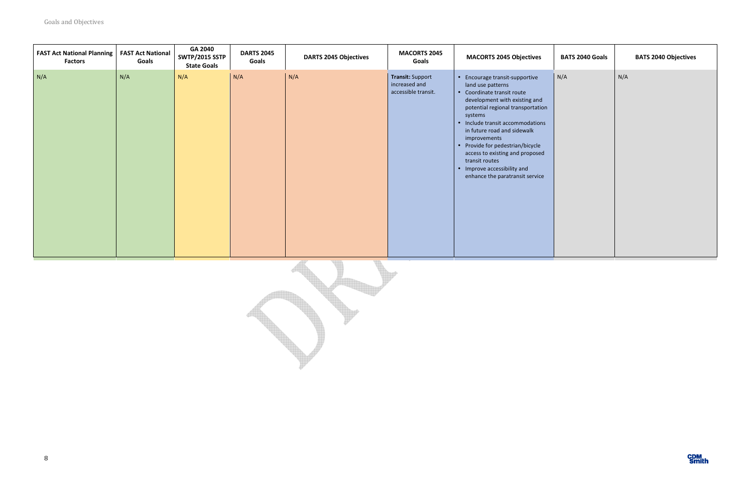| FAST Act National Planning Factors | FAST Act National Goals | GA 2040 SWTP/2015 SSTP State Goals | DARTS 2045 Goals | DARTS 2045 Objectives | MACORTS 2045 Goals | MACORTS 2045 Objectives | BATS 2040 Goals | BATS 2040 Objectives |
|---|---|---|---|---|---|---|---|---|
| N/A | N/A | N/A | N/A | N/A | **Transit:** Support increased and accessible transit. | • Encourage transit-supportive land use patterns<br>• Coordinate transit route development with existing and potential regional transportation systems<br>• Include transit accommodations in future road and sidewalk improvements<br>• Provide for pedestrian/bicycle access to existing and proposed transit routes<br>• Improve accessibility and enhance the paratransit service | N/A | N/A |